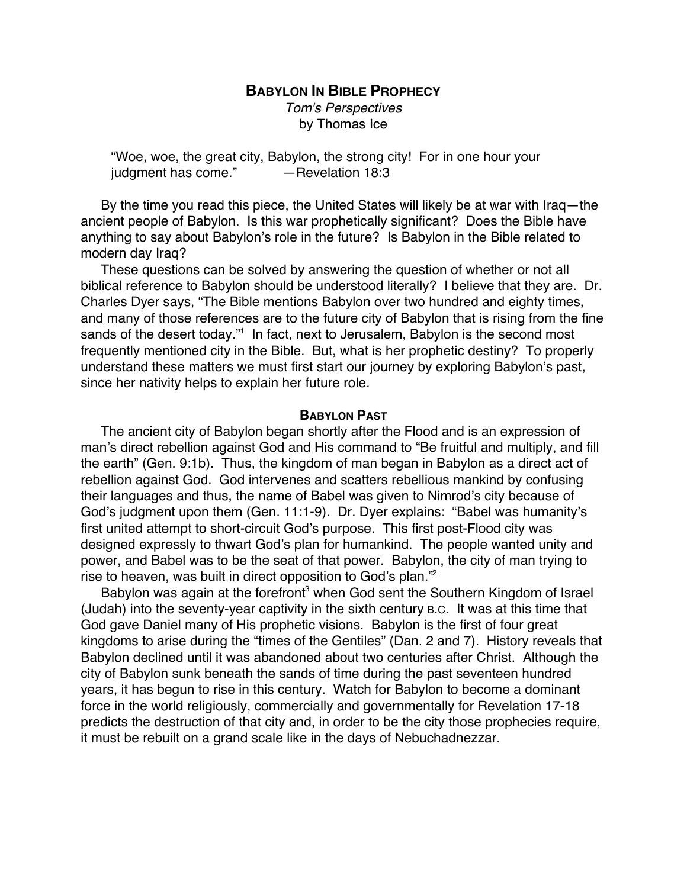# BABYLON IN BIBLE PROPHECY

*Tom's Perspectives*
by Thomas Ice

> "Woe, woe, the great city, Babylon, the strong city! For in one hour your judgment has come." —Revelation 18:3

By the time you read this piece, the United States will likely be at war with Iraq—the ancient people of Babylon. Is this war prophetically significant? Does the Bible have anything to say about Babylon's role in the future? Is Babylon in the Bible related to modern day Iraq?

These questions can be solved by answering the question of whether or not all biblical reference to Babylon should be understood literally? I believe that they are. Dr. Charles Dyer says, "The Bible mentions Babylon over two hundred and eighty times, and many of those references are to the future city of Babylon that is rising from the fine sands of the desert today."[1] In fact, next to Jerusalem, Babylon is the second most frequently mentioned city in the Bible. But, what is her prophetic destiny? To properly understand these matters we must first start our journey by exploring Babylon's past, since her nativity helps to explain her future role.

## BABYLON PAST

The ancient city of Babylon began shortly after the Flood and is an expression of man's direct rebellion against God and His command to "Be fruitful and multiply, and fill the earth" (Gen. 9:1b). Thus, the kingdom of man began in Babylon as a direct act of rebellion against God. God intervenes and scatters rebellious mankind by confusing their languages and thus, the name of Babel was given to Nimrod's city because of God's judgment upon them (Gen. 11:1-9). Dr. Dyer explains: "Babel was humanity's first united attempt to short-circuit God's purpose. This first post-Flood city was designed expressly to thwart God's plan for humankind. The people wanted unity and power, and Babel was to be the seat of that power. Babylon, the city of man trying to rise to heaven, was built in direct opposition to God's plan."[2]

Babylon was again at the forefront[3] when God sent the Southern Kingdom of Israel (Judah) into the seventy-year captivity in the sixth century B.C. It was at this time that God gave Daniel many of His prophetic visions. Babylon is the first of four great kingdoms to arise during the "times of the Gentiles" (Dan. 2 and 7). History reveals that Babylon declined until it was abandoned about two centuries after Christ. Although the city of Babylon sunk beneath the sands of time during the past seventeen hundred years, it has begun to rise in this century. Watch for Babylon to become a dominant force in the world religiously, commercially and governmentally for Revelation 17-18 predicts the destruction of that city and, in order to be the city those prophecies require, it must be rebuilt on a grand scale like in the days of Nebuchadnezzar.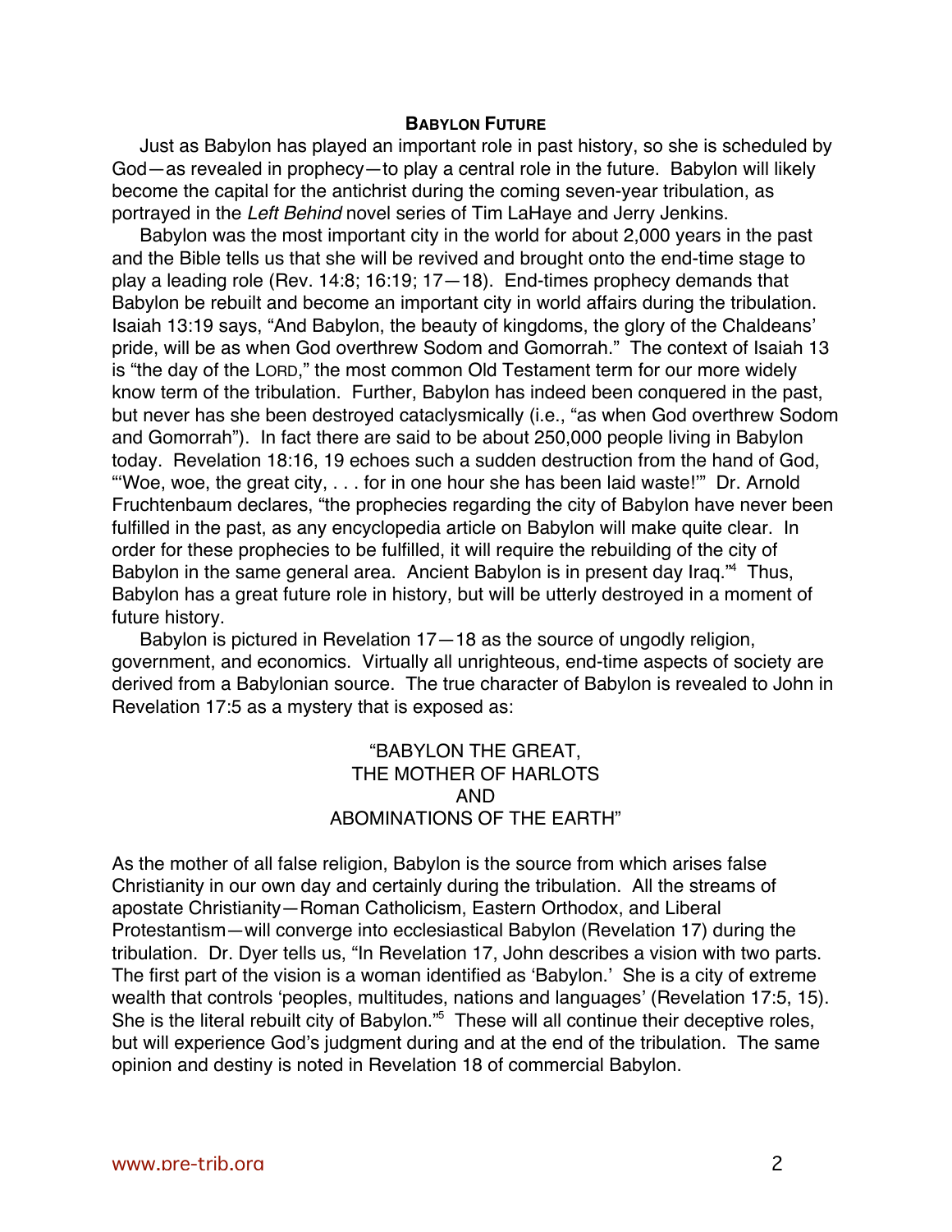## Babylon Future

Just as Babylon has played an important role in past history, so she is scheduled by God—as revealed in prophecy—to play a central role in the future. Babylon will likely become the capital for the antichrist during the coming seven-year tribulation, as portrayed in the *Left Behind* novel series of Tim LaHaye and Jerry Jenkins.

Babylon was the most important city in the world for about 2,000 years in the past and the Bible tells us that she will be revived and brought onto the end-time stage to play a leading role (Rev. 14:8; 16:19; 17—18). End-times prophecy demands that Babylon be rebuilt and become an important city in world affairs during the tribulation. Isaiah 13:19 says, "And Babylon, the beauty of kingdoms, the glory of the Chaldeans' pride, will be as when God overthrew Sodom and Gomorrah." The context of Isaiah 13 is "the day of the Lord," the most common Old Testament term for our more widely know term of the tribulation. Further, Babylon has indeed been conquered in the past, but never has she been destroyed cataclysmically (i.e., "as when God overthrew Sodom and Gomorrah"). In fact there are said to be about 250,000 people living in Babylon today. Revelation 18:16, 19 echoes such a sudden destruction from the hand of God, "'Woe, woe, the great city, . . . for in one hour she has been laid waste!'" Dr. Arnold Fruchtenbaum declares, "the prophecies regarding the city of Babylon have never been fulfilled in the past, as any encyclopedia article on Babylon will make quite clear. In order for these prophecies to be fulfilled, it will require the rebuilding of the city of Babylon in the same general area. Ancient Babylon is in present day Iraq."[4] Thus, Babylon has a great future role in history, but will be utterly destroyed in a moment of future history.

Babylon is pictured in Revelation 17—18 as the source of ungodly religion, government, and economics. Virtually all unrighteous, end-time aspects of society are derived from a Babylonian source. The true character of Babylon is revealed to John in Revelation 17:5 as a mystery that is exposed as:

"BABYLON THE GREAT,
THE MOTHER OF HARLOTS
AND
ABOMINATIONS OF THE EARTH"

As the mother of all false religion, Babylon is the source from which arises false Christianity in our own day and certainly during the tribulation. All the streams of apostate Christianity—Roman Catholicism, Eastern Orthodox, and Liberal Protestantism—will converge into ecclesiastical Babylon (Revelation 17) during the tribulation. Dr. Dyer tells us, "In Revelation 17, John describes a vision with two parts. The first part of the vision is a woman identified as 'Babylon.' She is a city of extreme wealth that controls 'peoples, multitudes, nations and languages' (Revelation 17:5, 15). She is the literal rebuilt city of Babylon."[5] These will all continue their deceptive roles, but will experience God's judgment during and at the end of the tribulation. The same opinion and destiny is noted in Revelation 18 of commercial Babylon.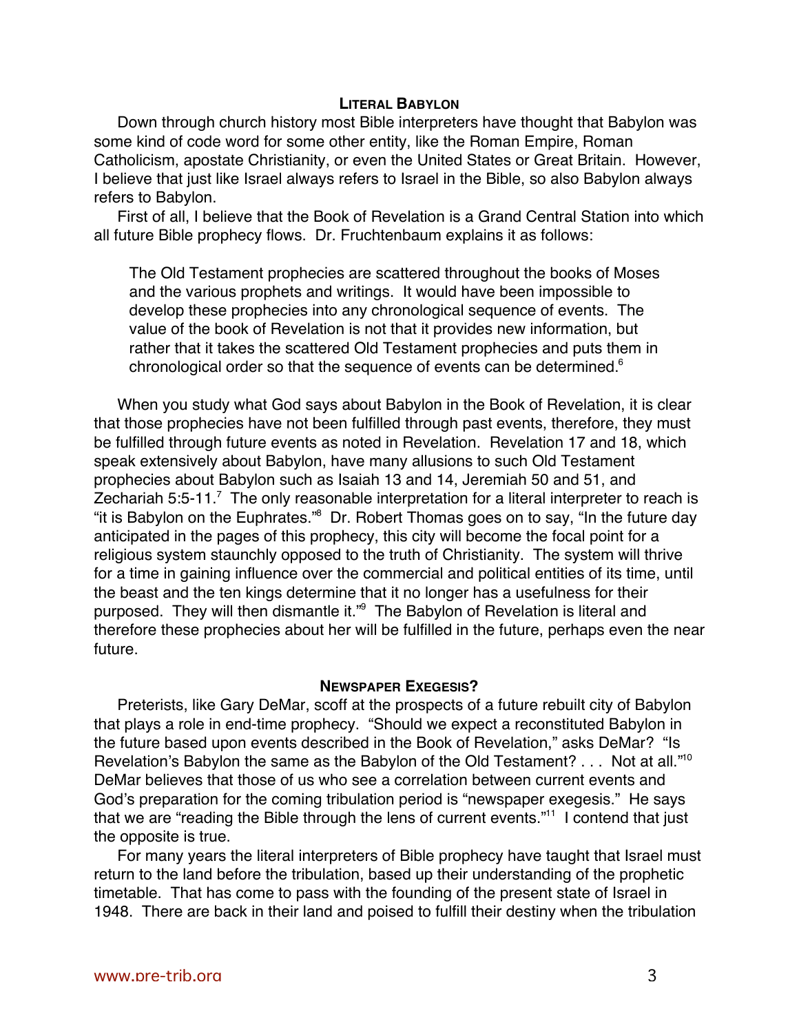## LITERAL BABYLON

Down through church history most Bible interpreters have thought that Babylon was some kind of code word for some other entity, like the Roman Empire, Roman Catholicism, apostate Christianity, or even the United States or Great Britain. However, I believe that just like Israel always refers to Israel in the Bible, so also Babylon always refers to Babylon.

First of all, I believe that the Book of Revelation is a Grand Central Station into which all future Bible prophecy flows. Dr. Fruchtenbaum explains it as follows:

> The Old Testament prophecies are scattered throughout the books of Moses and the various prophets and writings. It would have been impossible to develop these prophecies into any chronological sequence of events. The value of the book of Revelation is not that it provides new information, but rather that it takes the scattered Old Testament prophecies and puts them in chronological order so that the sequence of events can be determined.[6]

When you study what God says about Babylon in the Book of Revelation, it is clear that those prophecies have not been fulfilled through past events, therefore, they must be fulfilled through future events as noted in Revelation. Revelation 17 and 18, which speak extensively about Babylon, have many allusions to such Old Testament prophecies about Babylon such as Isaiah 13 and 14, Jeremiah 50 and 51, and Zechariah 5:5-11.[7] The only reasonable interpretation for a literal interpreter to reach is "it is Babylon on the Euphrates."[8] Dr. Robert Thomas goes on to say, "In the future day anticipated in the pages of this prophecy, this city will become the focal point for a religious system staunchly opposed to the truth of Christianity. The system will thrive for a time in gaining influence over the commercial and political entities of its time, until the beast and the ten kings determine that it no longer has a usefulness for their purposed. They will then dismantle it."[9] The Babylon of Revelation is literal and therefore these prophecies about her will be fulfilled in the future, perhaps even the near future.

## NEWSPAPER EXEGESIS?

Preterists, like Gary DeMar, scoff at the prospects of a future rebuilt city of Babylon that plays a role in end-time prophecy. "Should we expect a reconstituted Babylon in the future based upon events described in the Book of Revelation," asks DeMar? "Is Revelation's Babylon the same as the Babylon of the Old Testament? . . . Not at all."[10] DeMar believes that those of us who see a correlation between current events and God's preparation for the coming tribulation period is "newspaper exegesis." He says that we are "reading the Bible through the lens of current events."[11] I contend that just the opposite is true.

For many years the literal interpreters of Bible prophecy have taught that Israel must return to the land before the tribulation, based up their understanding of the prophetic timetable. That has come to pass with the founding of the present state of Israel in 1948. There are back in their land and poised to fulfill their destiny when the tribulation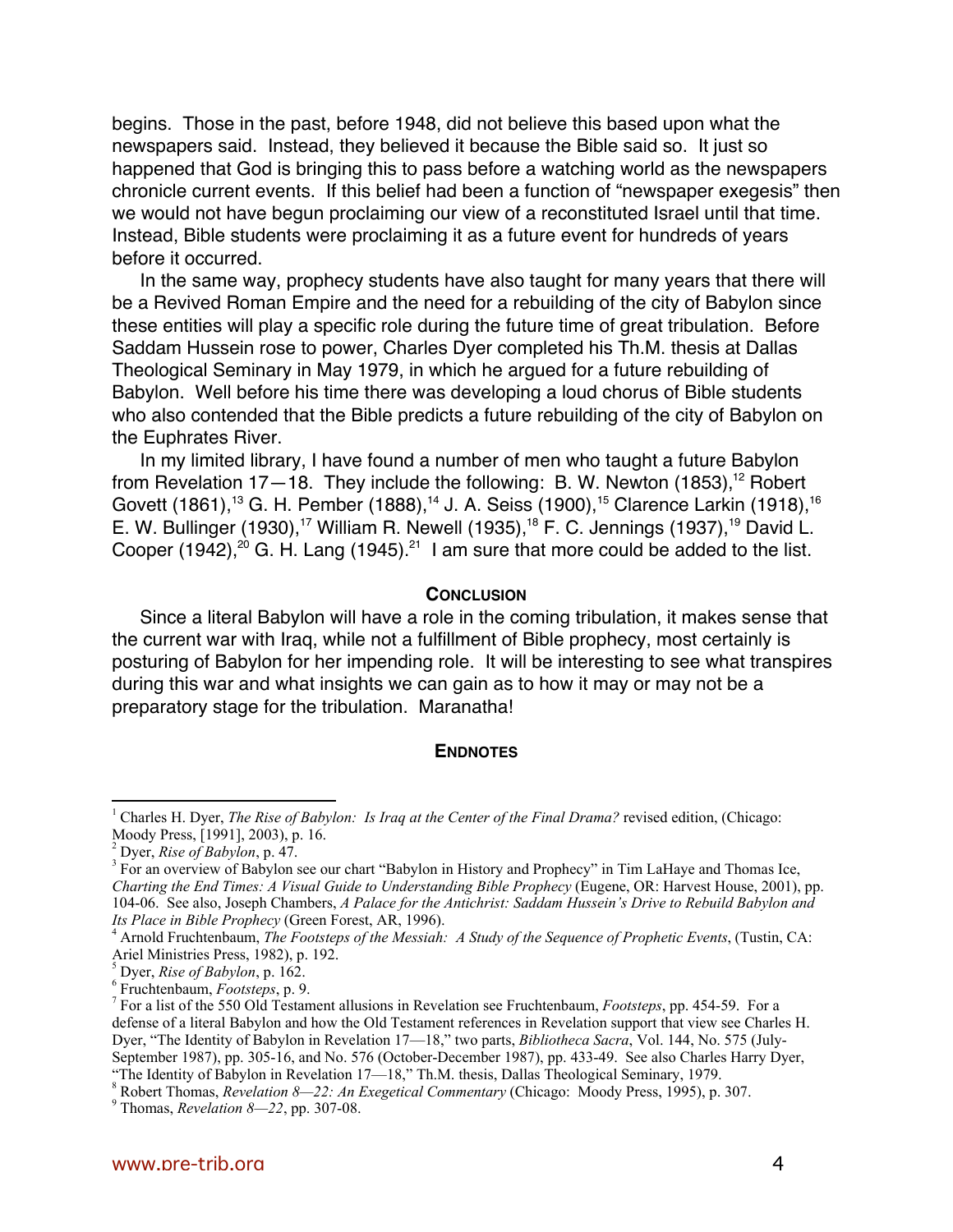begins. Those in the past, before 1948, did not believe this based upon what the newspapers said. Instead, they believed it because the Bible said so. It just so happened that God is bringing this to pass before a watching world as the newspapers chronicle current events. If this belief had been a function of "newspaper exegesis" then we would not have begun proclaiming our view of a reconstituted Israel until that time. Instead, Bible students were proclaiming it as a future event for hundreds of years before it occurred.

In the same way, prophecy students have also taught for many years that there will be a Revived Roman Empire and the need for a rebuilding of the city of Babylon since these entities will play a specific role during the future time of great tribulation. Before Saddam Hussein rose to power, Charles Dyer completed his Th.M. thesis at Dallas Theological Seminary in May 1979, in which he argued for a future rebuilding of Babylon. Well before his time there was developing a loud chorus of Bible students who also contended that the Bible predicts a future rebuilding of the city of Babylon on the Euphrates River.

In my limited library, I have found a number of men who taught a future Babylon from Revelation 17—18. They include the following: B. W. Newton (1853),[12] Robert Govett (1861),[13] G. H. Pember (1888),[14] J. A. Seiss (1900),[15] Clarence Larkin (1918),[16] E. W. Bullinger (1930),[17] William R. Newell (1935),[18] F. C. Jennings (1937),[19] David L. Cooper (1942),[20] G. H. Lang (1945).[21] I am sure that more could be added to the list.

## Conclusion

Since a literal Babylon will have a role in the coming tribulation, it makes sense that the current war with Iraq, while not a fulfillment of Bible prophecy, most certainly is posturing of Babylon for her impending role. It will be interesting to see what transpires during this war and what insights we can gain as to how it may or may not be a preparatory stage for the tribulation. Maranatha!

## Endnotes

---

[1] Charles H. Dyer, *The Rise of Babylon: Is Iraq at the Center of the Final Drama?* revised edition, (Chicago: Moody Press, [1991], 2003), p. 16.

[2] Dyer, *Rise of Babylon*, p. 47.

[3] For an overview of Babylon see our chart "Babylon in History and Prophecy" in Tim LaHaye and Thomas Ice, *Charting the End Times: A Visual Guide to Understanding Bible Prophecy* (Eugene, OR: Harvest House, 2001), pp. 104-06. See also, Joseph Chambers, *A Palace for the Antichrist: Saddam Hussein's Drive to Rebuild Babylon and Its Place in Bible Prophecy* (Green Forest, AR, 1996).

[4] Arnold Fruchtenbaum, *The Footsteps of the Messiah: A Study of the Sequence of Prophetic Events*, (Tustin, CA: Ariel Ministries Press, 1982), p. 192.

[5] Dyer, *Rise of Babylon*, p. 162.

[6] Fruchtenbaum, *Footsteps*, p. 9.

[7] For a list of the 550 Old Testament allusions in Revelation see Fruchtenbaum, *Footsteps*, pp. 454-59. For a defense of a literal Babylon and how the Old Testament references in Revelation support that view see Charles H. Dyer, "The Identity of Babylon in Revelation 17—18," two parts, *Bibliotheca Sacra*, Vol. 144, No. 575 (July-September 1987), pp. 305-16, and No. 576 (October-December 1987), pp. 433-49. See also Charles Harry Dyer, "The Identity of Babylon in Revelation 17—18," Th.M. thesis, Dallas Theological Seminary, 1979.

[8] Robert Thomas, *Revelation 8—22: An Exegetical Commentary* (Chicago: Moody Press, 1995), p. 307.

[9] Thomas, *Revelation 8—22*, pp. 307-08.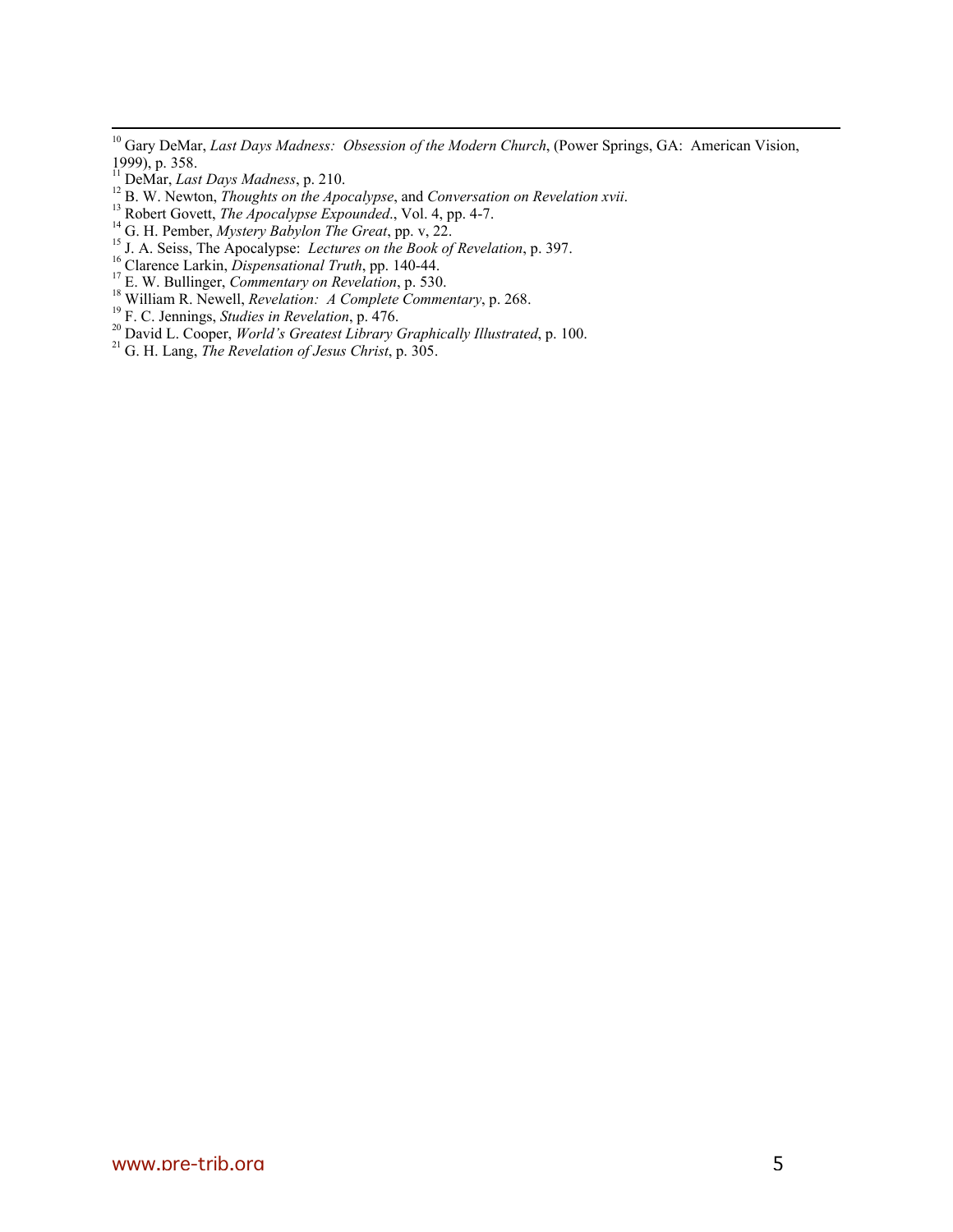---

[10] Gary DeMar, *Last Days Madness: Obsession of the Modern Church*, (Power Springs, GA: American Vision, 1999), p. 358.
[11] DeMar, *Last Days Madness*, p. 210.
[12] B. W. Newton, *Thoughts on the Apocalypse*, and *Conversation on Revelation xvii*.
[13] Robert Govett, *The Apocalypse Expounded*., Vol. 4, pp. 4-7.
[14] G. H. Pember, *Mystery Babylon The Great*, pp. v, 22.
[15] J. A. Seiss, The Apocalypse: *Lectures on the Book of Revelation*, p. 397.
[16] Clarence Larkin, *Dispensational Truth*, pp. 140-44.
[17] E. W. Bullinger, *Commentary on Revelation*, p. 530.
[18] William R. Newell, *Revelation: A Complete Commentary*, p. 268.
[19] F. C. Jennings, *Studies in Revelation*, p. 476.
[20] David L. Cooper, *World's Greatest Library Graphically Illustrated*, p. 100.
[21] G. H. Lang, *The Revelation of Jesus Christ*, p. 305.